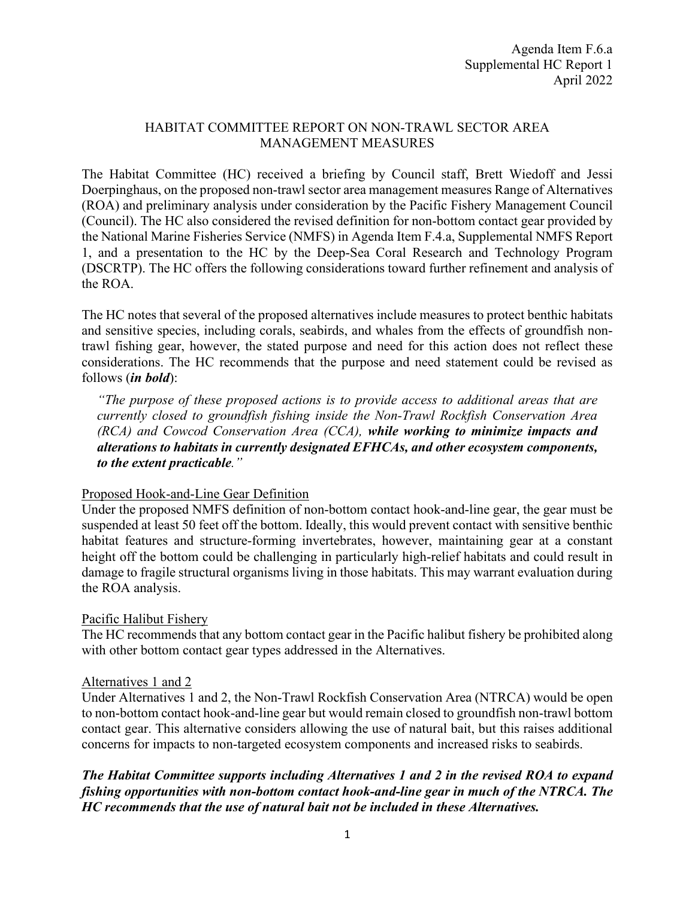Agenda Item F.6.a
Supplemental HC Report 1
April 2022

# HABITAT COMMITTEE REPORT ON NON-TRAWL SECTOR AREA MANAGEMENT MEASURES

The Habitat Committee (HC) received a briefing by Council staff, Brett Wiedoff and Jessi Doerpinghaus, on the proposed non-trawl sector area management measures Range of Alternatives (ROA) and preliminary analysis under consideration by the Pacific Fishery Management Council (Council). The HC also considered the revised definition for non-bottom contact gear provided by the National Marine Fisheries Service (NMFS) in Agenda Item F.4.a, Supplemental NMFS Report 1, and a presentation to the HC by the Deep-Sea Coral Research and Technology Program (DSCRTP). The HC offers the following considerations toward further refinement and analysis of the ROA.

The HC notes that several of the proposed alternatives include measures to protect benthic habitats and sensitive species, including corals, seabirds, and whales from the effects of groundfish non-trawl fishing gear, however, the stated purpose and need for this action does not reflect these considerations. The HC recommends that the purpose and need statement could be revised as follows (***in bold***):

> *"The purpose of these proposed actions is to provide access to additional areas that are currently closed to groundfish fishing inside the Non-Trawl Rockfish Conservation Area (RCA) and Cowcod Conservation Area (CCA),* ***while working to minimize impacts and alterations to habitats in currently designated EFHCAs, and other ecosystem components, to the extent practicable****."*

## Proposed Hook-and-Line Gear Definition

Under the proposed NMFS definition of non-bottom contact hook-and-line gear, the gear must be suspended at least 50 feet off the bottom. Ideally, this would prevent contact with sensitive benthic habitat features and structure-forming invertebrates, however, maintaining gear at a constant height off the bottom could be challenging in particularly high-relief habitats and could result in damage to fragile structural organisms living in those habitats. This may warrant evaluation during the ROA analysis.

## Pacific Halibut Fishery

The HC recommends that any bottom contact gear in the Pacific halibut fishery be prohibited along with other bottom contact gear types addressed in the Alternatives.

## Alternatives 1 and 2

Under Alternatives 1 and 2, the Non-Trawl Rockfish Conservation Area (NTRCA) would be open to non-bottom contact hook-and-line gear but would remain closed to groundfish non-trawl bottom contact gear. This alternative considers allowing the use of natural bait, but this raises additional concerns for impacts to non-targeted ecosystem components and increased risks to seabirds.

***The Habitat Committee supports including Alternatives 1 and 2 in the revised ROA to expand fishing opportunities with non-bottom contact hook-and-line gear in much of the NTRCA. The HC recommends that the use of natural bait not be included in these Alternatives.***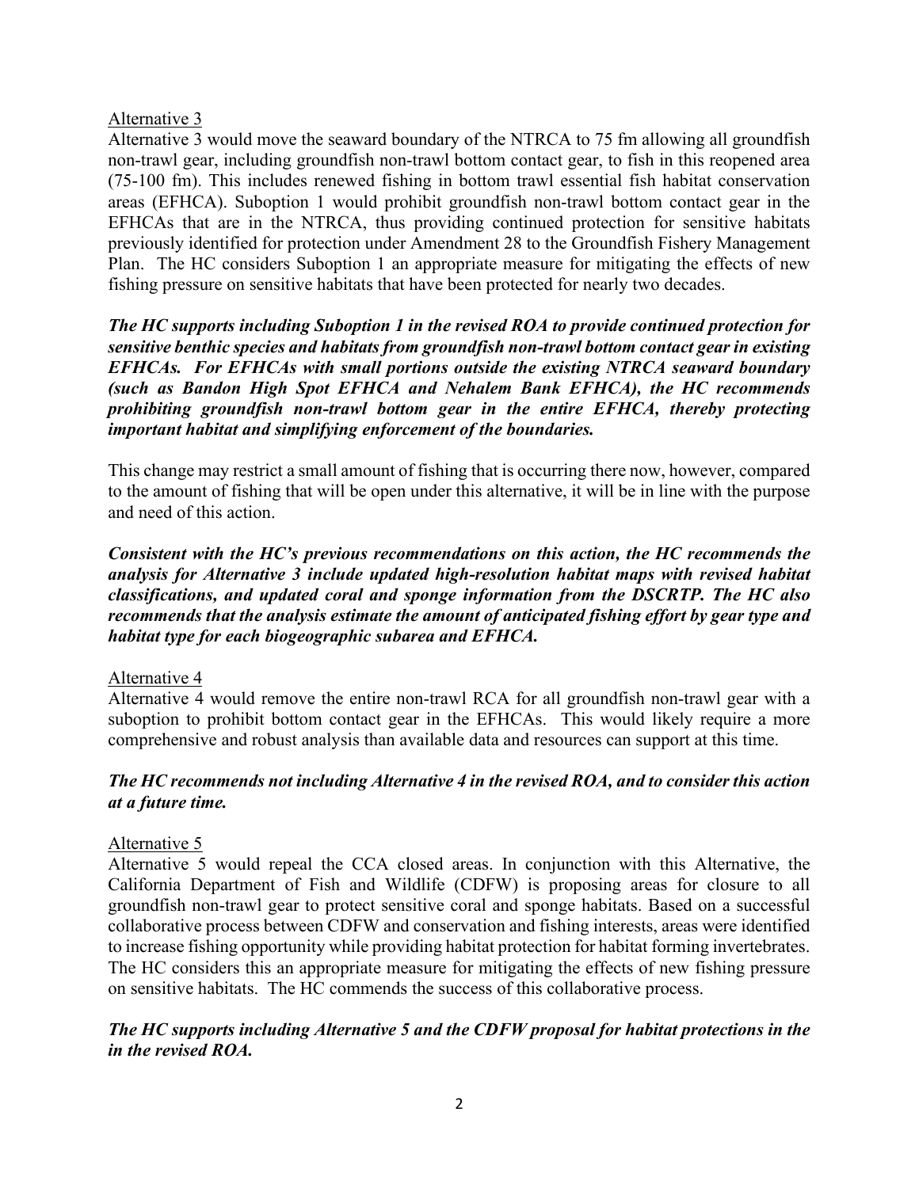Alternative 3

Alternative 3 would move the seaward boundary of the NTRCA to 75 fm allowing all groundfish non-trawl gear, including groundfish non-trawl bottom contact gear, to fish in this reopened area (75-100 fm). This includes renewed fishing in bottom trawl essential fish habitat conservation areas (EFHCA). Suboption 1 would prohibit groundfish non-trawl bottom contact gear in the EFHCAs that are in the NTRCA, thus providing continued protection for sensitive habitats previously identified for protection under Amendment 28 to the Groundfish Fishery Management Plan. The HC considers Suboption 1 an appropriate measure for mitigating the effects of new fishing pressure on sensitive habitats that have been protected for nearly two decades.

***The HC supports including Suboption 1 in the revised ROA to provide continued protection for sensitive benthic species and habitats from groundfish non-trawl bottom contact gear in existing EFHCAs. For EFHCAs with small portions outside the existing NTRCA seaward boundary (such as Bandon High Spot EFHCA and Nehalem Bank EFHCA), the HC recommends prohibiting groundfish non-trawl bottom gear in the entire EFHCA, thereby protecting important habitat and simplifying enforcement of the boundaries.***

This change may restrict a small amount of fishing that is occurring there now, however, compared to the amount of fishing that will be open under this alternative, it will be in line with the purpose and need of this action.

***Consistent with the HC's previous recommendations on this action, the HC recommends the analysis for Alternative 3 include updated high-resolution habitat maps with revised habitat classifications, and updated coral and sponge information from the DSCRTP. The HC also recommends that the analysis estimate the amount of anticipated fishing effort by gear type and habitat type for each biogeographic subarea and EFHCA.***

Alternative 4

Alternative 4 would remove the entire non-trawl RCA for all groundfish non-trawl gear with a suboption to prohibit bottom contact gear in the EFHCAs. This would likely require a more comprehensive and robust analysis than available data and resources can support at this time.

***The HC recommends not including Alternative 4 in the revised ROA, and to consider this action at a future time.***

Alternative 5

Alternative 5 would repeal the CCA closed areas. In conjunction with this Alternative, the California Department of Fish and Wildlife (CDFW) is proposing areas for closure to all groundfish non-trawl gear to protect sensitive coral and sponge habitats. Based on a successful collaborative process between CDFW and conservation and fishing interests, areas were identified to increase fishing opportunity while providing habitat protection for habitat forming invertebrates. The HC considers this an appropriate measure for mitigating the effects of new fishing pressure on sensitive habitats. The HC commends the success of this collaborative process.

***The HC supports including Alternative 5 and the CDFW proposal for habitat protections in the in the revised ROA.***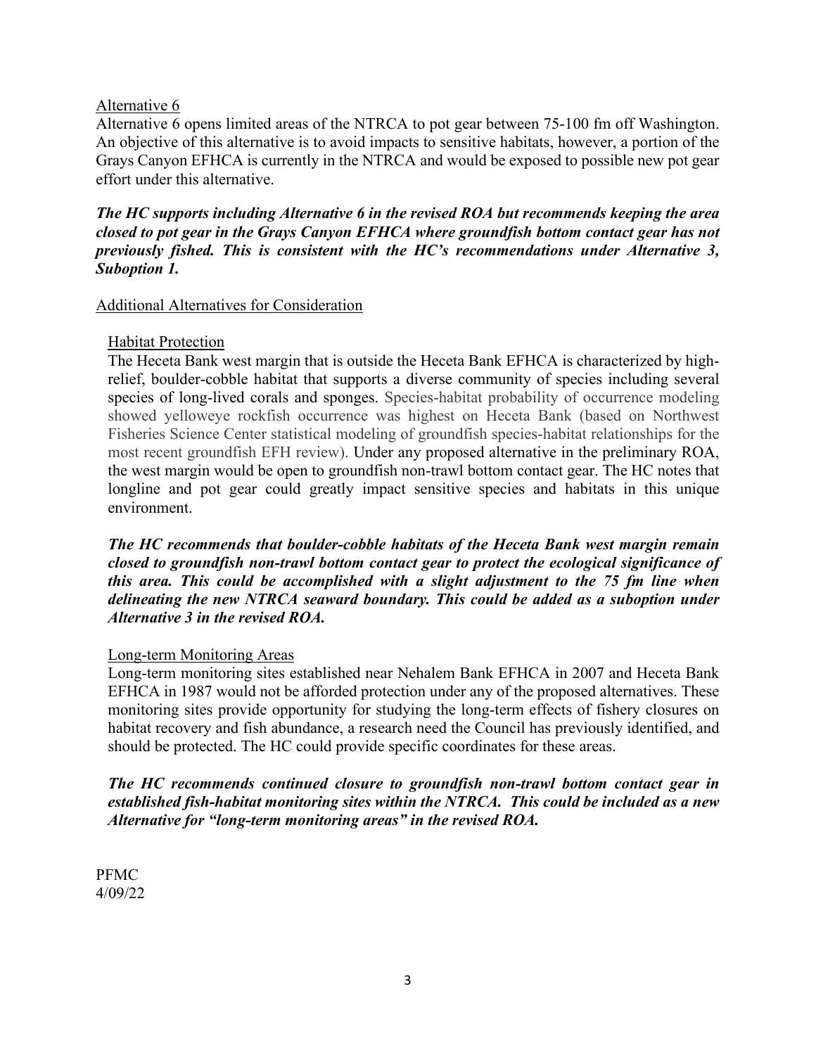Alternative 6

Alternative 6 opens limited areas of the NTRCA to pot gear between 75-100 fm off Washington. An objective of this alternative is to avoid impacts to sensitive habitats, however, a portion of the Grays Canyon EFHCA is currently in the NTRCA and would be exposed to possible new pot gear effort under this alternative.

***The HC supports including Alternative 6 in the revised ROA but recommends keeping the area closed to pot gear in the Grays Canyon EFHCA where groundfish bottom contact gear has not previously fished. This is consistent with the HC's recommendations under Alternative 3, Suboption 1.***

Additional Alternatives for Consideration

Habitat Protection

The Heceta Bank west margin that is outside the Heceta Bank EFHCA is characterized by high-relief, boulder-cobble habitat that supports a diverse community of species including several species of long-lived corals and sponges. Species-habitat probability of occurrence modeling showed yelloweye rockfish occurrence was highest on Heceta Bank (based on Northwest Fisheries Science Center statistical modeling of groundfish species-habitat relationships for the most recent groundfish EFH review). Under any proposed alternative in the preliminary ROA, the west margin would be open to groundfish non-trawl bottom contact gear. The HC notes that longline and pot gear could greatly impact sensitive species and habitats in this unique environment.

***The HC recommends that boulder-cobble habitats of the Heceta Bank west margin remain closed to groundfish non-trawl bottom contact gear to protect the ecological significance of this area. This could be accomplished with a slight adjustment to the 75 fm line when delineating the new NTRCA seaward boundary. This could be added as a suboption under Alternative 3 in the revised ROA.***

Long-term Monitoring Areas

Long-term monitoring sites established near Nehalem Bank EFHCA in 2007 and Heceta Bank EFHCA in 1987 would not be afforded protection under any of the proposed alternatives. These monitoring sites provide opportunity for studying the long-term effects of fishery closures on habitat recovery and fish abundance, a research need the Council has previously identified, and should be protected. The HC could provide specific coordinates for these areas.

***The HC recommends continued closure to groundfish non-trawl bottom contact gear in established fish-habitat monitoring sites within the NTRCA. This could be included as a new Alternative for "long-term monitoring areas" in the revised ROA.***

PFMC
4/09/22